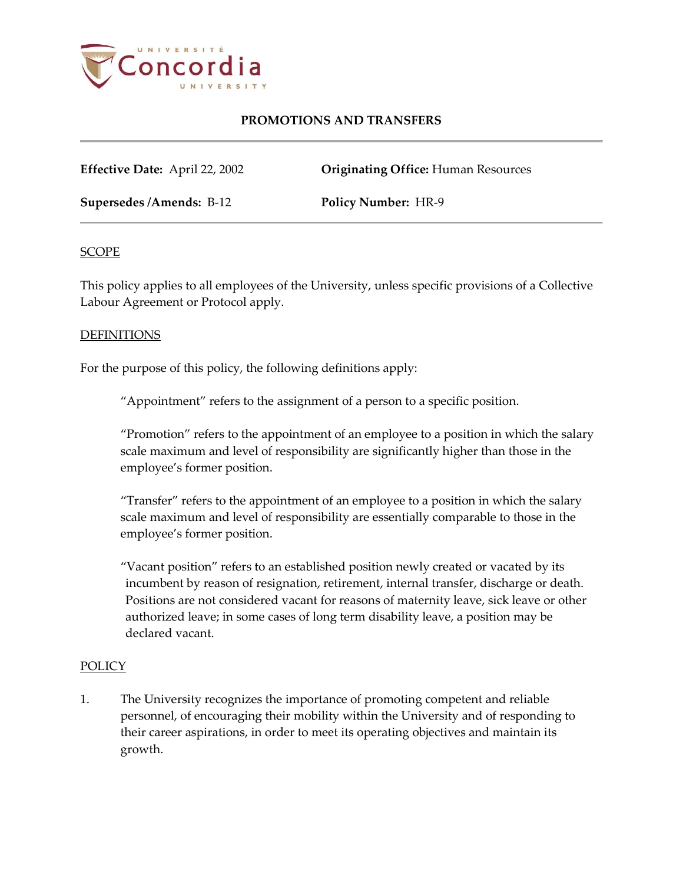# PROMOTIONS AND TRANSFERS

**Effective Date:** April 22, 2002

**Originating Office:** Human Resources

**Supersedes /Amends:** B-12

**Policy Number:** HR-9

## SCOPE

This policy applies to all employees of the University, unless specific provisions of a Collective Labour Agreement or Protocol apply.

## DEFINITIONS

For the purpose of this policy, the following definitions apply:

"Appointment" refers to the assignment of a person to a specific position.

"Promotion" refers to the appointment of an employee to a position in which the salary scale maximum and level of responsibility are significantly higher than those in the employee's former position.

"Transfer" refers to the appointment of an employee to a position in which the salary scale maximum and level of responsibility are essentially comparable to those in the employee's former position.

"Vacant position" refers to an established position newly created or vacated by its incumbent by reason of resignation, retirement, internal transfer, discharge or death. Positions are not considered vacant for reasons of maternity leave, sick leave or other authorized leave; in some cases of long term disability leave, a position may be declared vacant.

## POLICY

1. The University recognizes the importance of promoting competent and reliable personnel, of encouraging their mobility within the University and of responding to their career aspirations, in order to meet its operating objectives and maintain its growth.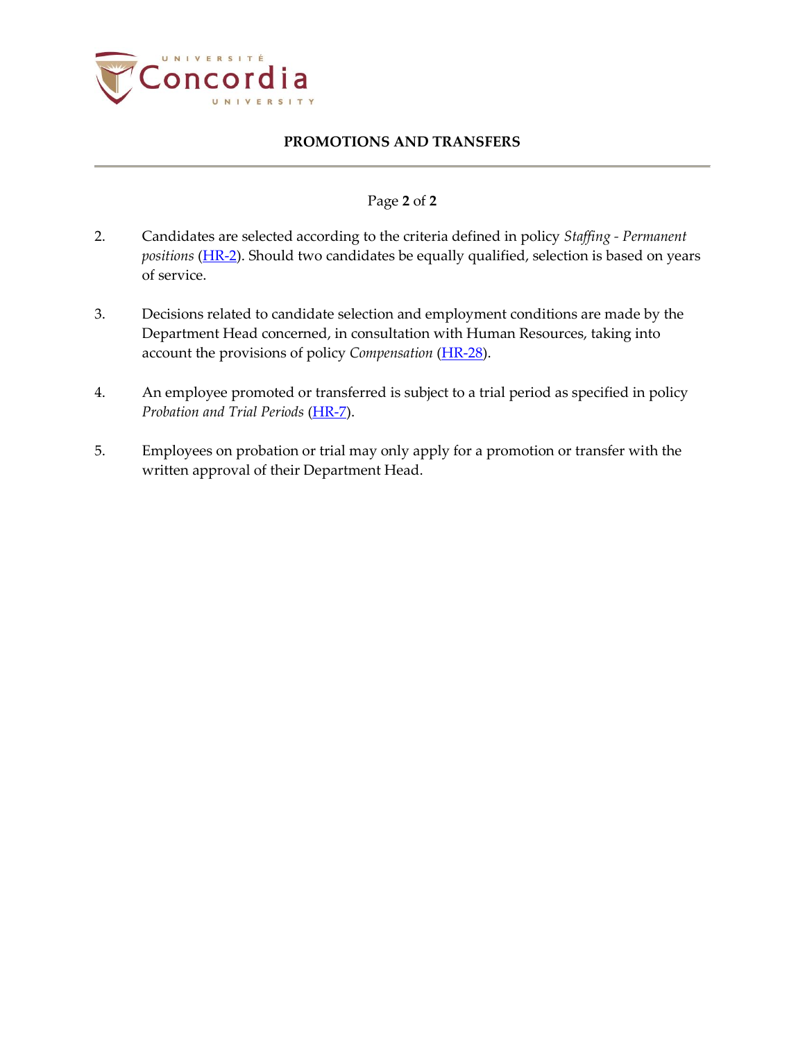2. Candidates are selected according to the criteria defined in policy *Staffing - Permanent positions* (HR-2). Should two candidates be equally qualified, selection is based on years of service.

3. Decisions related to candidate selection and employment conditions are made by the Department Head concerned, in consultation with Human Resources, taking into account the provisions of policy *Compensation* (HR-28).

4. An employee promoted or transferred is subject to a trial period as specified in policy *Probation and Trial Periods* (HR-7).

5. Employees on probation or trial may only apply for a promotion or transfer with the written approval of their Department Head.